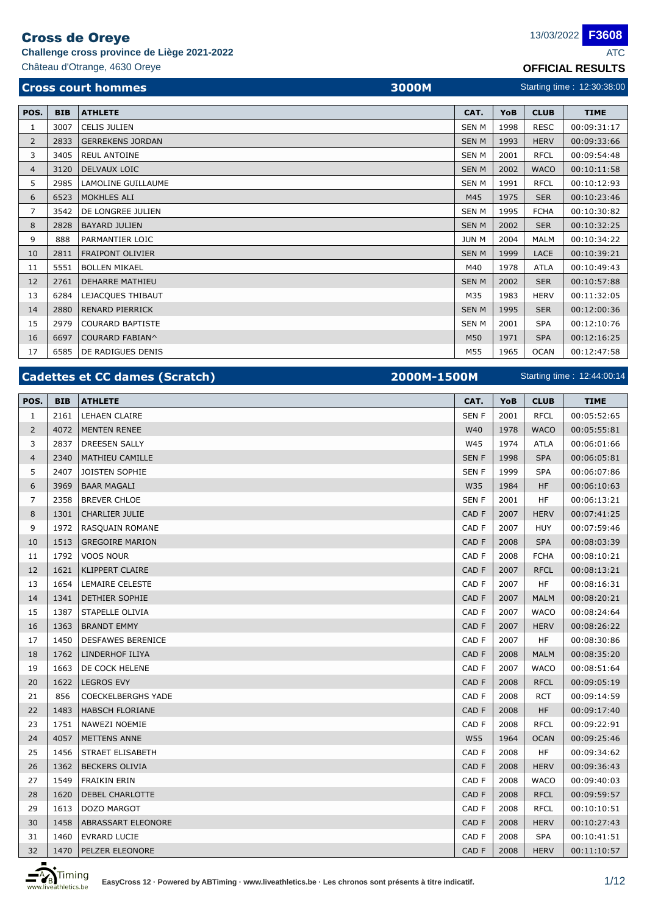# Cross de Oreye

**Challenge cross province de Liège 2021-2022**

Château d'Otrange, 4630 Oreye

13/03/2022 **F3608**

ATC

**OFFICIAL RESULTS**

## Cross court hommes — 3000M — Starting time : 12:30:38:00

| POS. | BIB | ATHLETE | CAT. | YoB | CLUB | TIME |
|---|---|---|---|---|---|---|
| 1 | 3007 | CELIS JULIEN | SEN M | 1998 | RESC | 00:09:31:17 |
| 2 | 2833 | GERREKENS JORDAN | SEN M | 1993 | HERV | 00:09:33:66 |
| 3 | 3405 | REUL ANTOINE | SEN M | 2001 | RFCL | 00:09:54:48 |
| 4 | 3120 | DELVAUX LOIC | SEN M | 2002 | WACO | 00:10:11:58 |
| 5 | 2985 | LAMOLINE GUILLAUME | SEN M | 1991 | RFCL | 00:10:12:93 |
| 6 | 6523 | MOKHLES ALI | M45 | 1975 | SER | 00:10:23:46 |
| 7 | 3542 | DE LONGREE JULIEN | SEN M | 1995 | FCHA | 00:10:30:82 |
| 8 | 2828 | BAYARD JULIEN | SEN M | 2002 | SER | 00:10:32:25 |
| 9 | 888 | PARMANTIER LOIC | JUN M | 2004 | MALM | 00:10:34:22 |
| 10 | 2811 | FRAIPONT OLIVIER | SEN M | 1999 | LACE | 00:10:39:21 |
| 11 | 5551 | BOLLEN MIKAEL | M40 | 1978 | ATLA | 00:10:49:43 |
| 12 | 2761 | DEHARRE MATHIEU | SEN M | 2002 | SER | 00:10:57:88 |
| 13 | 6284 | LEJACQUES THIBAUT | M35 | 1983 | HERV | 00:11:32:05 |
| 14 | 2880 | RENARD PIERRICK | SEN M | 1995 | SER | 00:12:00:36 |
| 15 | 2979 | COURARD BAPTISTE | SEN M | 2001 | SPA | 00:12:10:76 |
| 16 | 6697 | COURARD FABIAN^ | M50 | 1971 | SPA | 00:12:16:25 |
| 17 | 6585 | DE RADIGUES DENIS | M55 | 1965 | OCAN | 00:12:47:58 |

## Cadettes et CC dames (Scratch) — 2000M-1500M — Starting time : 12:44:00:14

| POS. | BIB | ATHLETE | CAT. | YoB | CLUB | TIME |
|---|---|---|---|---|---|---|
| 1 | 2161 | LEHAEN CLAIRE | SEN F | 2001 | RFCL | 00:05:52:65 |
| 2 | 4072 | MENTEN RENEE | W40 | 1978 | WACO | 00:05:55:81 |
| 3 | 2837 | DREESEN SALLY | W45 | 1974 | ATLA | 00:06:01:66 |
| 4 | 2340 | MATHIEU CAMILLE | SEN F | 1998 | SPA | 00:06:05:81 |
| 5 | 2407 | JOISTEN SOPHIE | SEN F | 1999 | SPA | 00:06:07:86 |
| 6 | 3969 | BAAR MAGALI | W35 | 1984 | HF | 00:06:10:63 |
| 7 | 2358 | BREVER CHLOE | SEN F | 2001 | HF | 00:06:13:21 |
| 8 | 1301 | CHARLIER JULIE | CAD F | 2007 | HERV | 00:07:41:25 |
| 9 | 1972 | RASQUAIN ROMANE | CAD F | 2007 | HUY | 00:07:59:46 |
| 10 | 1513 | GREGOIRE MARION | CAD F | 2008 | SPA | 00:08:03:39 |
| 11 | 1792 | VOOS NOUR | CAD F | 2008 | FCHA | 00:08:10:21 |
| 12 | 1621 | KLIPPERT CLAIRE | CAD F | 2007 | RFCL | 00:08:13:21 |
| 13 | 1654 | LEMAIRE CELESTE | CAD F | 2007 | HF | 00:08:16:31 |
| 14 | 1341 | DETHIER SOPHIE | CAD F | 2007 | MALM | 00:08:20:21 |
| 15 | 1387 | STAPELLE OLIVIA | CAD F | 2007 | WACO | 00:08:24:64 |
| 16 | 1363 | BRANDT EMMY | CAD F | 2007 | HERV | 00:08:26:22 |
| 17 | 1450 | DESFAWES BERENICE | CAD F | 2007 | HF | 00:08:30:86 |
| 18 | 1762 | LINDERHOF ILIYA | CAD F | 2008 | MALM | 00:08:35:20 |
| 19 | 1663 | DE COCK HELENE | CAD F | 2007 | WACO | 00:08:51:64 |
| 20 | 1622 | LEGROS EVY | CAD F | 2008 | RFCL | 00:09:05:19 |
| 21 | 856 | COECKELBERGHS YADE | CAD F | 2008 | RCT | 00:09:14:59 |
| 22 | 1483 | HABSCH FLORIANE | CAD F | 2008 | HF | 00:09:17:40 |
| 23 | 1751 | NAWEZI NOEMIE | CAD F | 2008 | RFCL | 00:09:22:91 |
| 24 | 4057 | METTENS ANNE | W55 | 1964 | OCAN | 00:09:25:46 |
| 25 | 1456 | STRAET ELISABETH | CAD F | 2008 | HF | 00:09:34:62 |
| 26 | 1362 | BECKERS OLIVIA | CAD F | 2008 | HERV | 00:09:36:43 |
| 27 | 1549 | FRAIKIN ERIN | CAD F | 2008 | WACO | 00:09:40:03 |
| 28 | 1620 | DEBEL CHARLOTTE | CAD F | 2008 | RFCL | 00:09:59:57 |
| 29 | 1613 | DOZO MARGOT | CAD F | 2008 | RFCL | 00:10:10:51 |
| 30 | 1458 | ABRASSART ELEONORE | CAD F | 2008 | HERV | 00:10:27:43 |
| 31 | 1460 | EVRARD LUCIE | CAD F | 2008 | SPA | 00:10:41:51 |
| 32 | 1470 | PELZER ELEONORE | CAD F | 2008 | HERV | 00:11:10:57 |

EasyCross 12 · Powered by ABTiming · www.liveathletics.be · Les chronos sont présents à titre indicatif.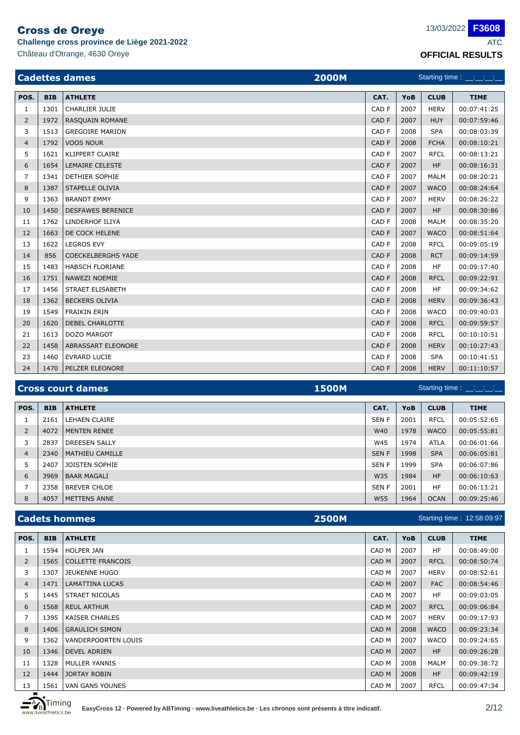# Cross de Oreye

**Challenge cross province de Liège 2021-2022**

Château d'Otrange, 4630 Oreye

13/03/2022 **F3608**

ATC

**OFFICIAL RESULTS**

## Cadettes dames — 2000M — Starting time : __:__:__

| POS. | BIB | ATHLETE | CAT. | YoB | CLUB | TIME |
|---|---|---|---|---|---|---|
| 1 | 1301 | CHARLIER JULIE | CAD F | 2007 | HERV | 00:07:41:25 |
| 2 | 1972 | RASQUAIN ROMANE | CAD F | 2007 | HUY | 00:07:59:46 |
| 3 | 1513 | GREGOIRE MARION | CAD F | 2008 | SPA | 00:08:03:39 |
| 4 | 1792 | VOOS NOUR | CAD F | 2008 | FCHA | 00:08:10:21 |
| 5 | 1621 | KLIPPERT CLAIRE | CAD F | 2007 | RFCL | 00:08:13:21 |
| 6 | 1654 | LEMAIRE CELESTE | CAD F | 2007 | HF | 00:08:16:31 |
| 7 | 1341 | DETHIER SOPHIE | CAD F | 2007 | MALM | 00:08:20:21 |
| 8 | 1387 | STAPELLE OLIVIA | CAD F | 2007 | WACO | 00:08:24:64 |
| 9 | 1363 | BRANDT EMMY | CAD F | 2007 | HERV | 00:08:26:22 |
| 10 | 1450 | DESFAWES BERENICE | CAD F | 2007 | HF | 00:08:30:86 |
| 11 | 1762 | LINDERHOF ILIYA | CAD F | 2008 | MALM | 00:08:35:20 |
| 12 | 1663 | DE COCK HELENE | CAD F | 2007 | WACO | 00:08:51:64 |
| 13 | 1622 | LEGROS EVY | CAD F | 2008 | RFCL | 00:09:05:19 |
| 14 | 856 | COECKELBERGHS YADE | CAD F | 2008 | RCT | 00:09:14:59 |
| 15 | 1483 | HABSCH FLORIANE | CAD F | 2008 | HF | 00:09:17:40 |
| 16 | 1751 | NAWEZI NOEMIE | CAD F | 2008 | RFCL | 00:09:22:91 |
| 17 | 1456 | STRAET ELISABETH | CAD F | 2008 | HF | 00:09:34:62 |
| 18 | 1362 | BECKERS OLIVIA | CAD F | 2008 | HERV | 00:09:36:43 |
| 19 | 1549 | FRAIKIN ERIN | CAD F | 2008 | WACO | 00:09:40:03 |
| 20 | 1620 | DEBEL CHARLOTTE | CAD F | 2008 | RFCL | 00:09:59:57 |
| 21 | 1613 | DOZO MARGOT | CAD F | 2008 | RFCL | 00:10:10:51 |
| 22 | 1458 | ABRASSART ELEONORE | CAD F | 2008 | HERV | 00:10:27:43 |
| 23 | 1460 | EVRARD LUCIE | CAD F | 2008 | SPA | 00:10:41:51 |
| 24 | 1470 | PELZER ELEONORE | CAD F | 2008 | HERV | 00:11:10:57 |

## Cross court dames — 1500M — Starting time : __:__:__

| POS. | BIB | ATHLETE | CAT. | YoB | CLUB | TIME |
|---|---|---|---|---|---|---|
| 1 | 2161 | LEHAEN CLAIRE | SEN F | 2001 | RFCL | 00:05:52:65 |
| 2 | 4072 | MENTEN RENEE | W40 | 1978 | WACO | 00:05:55:81 |
| 3 | 2837 | DREESEN SALLY | W45 | 1974 | ATLA | 00:06:01:66 |
| 4 | 2340 | MATHIEU CAMILLE | SEN F | 1998 | SPA | 00:06:05:81 |
| 5 | 2407 | JOISTEN SOPHIE | SEN F | 1999 | SPA | 00:06:07:86 |
| 6 | 3969 | BAAR MAGALI | W35 | 1984 | HF | 00:06:10:63 |
| 7 | 2358 | BREVER CHLOE | SEN F | 2001 | HF | 00:06:13:21 |
| 8 | 4057 | METTENS ANNE | W55 | 1964 | OCAN | 00:09:25:46 |

## Cadets hommes — 2500M — Starting time : 12:58:09:97

| POS. | BIB | ATHLETE | CAT. | YoB | CLUB | TIME |
|---|---|---|---|---|---|---|
| 1 | 1594 | HOLPER JAN | CAD M | 2007 | HF | 00:08:49:00 |
| 2 | 1565 | COLLETTE FRANCOIS | CAD M | 2007 | RFCL | 00:08:50:74 |
| 3 | 1307 | JEUKENNE HUGO | CAD M | 2007 | HERV | 00:08:52:61 |
| 4 | 1471 | LAMATTINA LUCAS | CAD M | 2007 | FAC | 00:08:54:46 |
| 5 | 1445 | STRAET NICOLAS | CAD M | 2007 | HF | 00:09:03:05 |
| 6 | 1568 | REUL ARTHUR | CAD M | 2007 | RFCL | 00:09:06:84 |
| 7 | 1395 | KAISER CHARLES | CAD M | 2007 | HERV | 00:09:17:93 |
| 8 | 1406 | GRAULICH SIMON | CAD M | 2008 | WACO | 00:09:23:34 |
| 9 | 1362 | VANDERPOORTEN LOUIS | CAD M | 2007 | WACO | 00:09:24:65 |
| 10 | 1346 | DEVEL ADRIEN | CAD M | 2007 | HF | 00:09:26:28 |
| 11 | 1328 | MULLER YANNIS | CAD M | 2008 | MALM | 00:09:38:72 |
| 12 | 1444 | JORTAY ROBIN | CAD M | 2008 | HF | 00:09:42:19 |
| 13 | 1561 | VAN GANS YOUNES | CAD M | 2007 | RFCL | 00:09:47:34 |

EasyCross 12 · Powered by ABTiming · www.liveathletics.be · Les chronos sont présents à titre indicatif.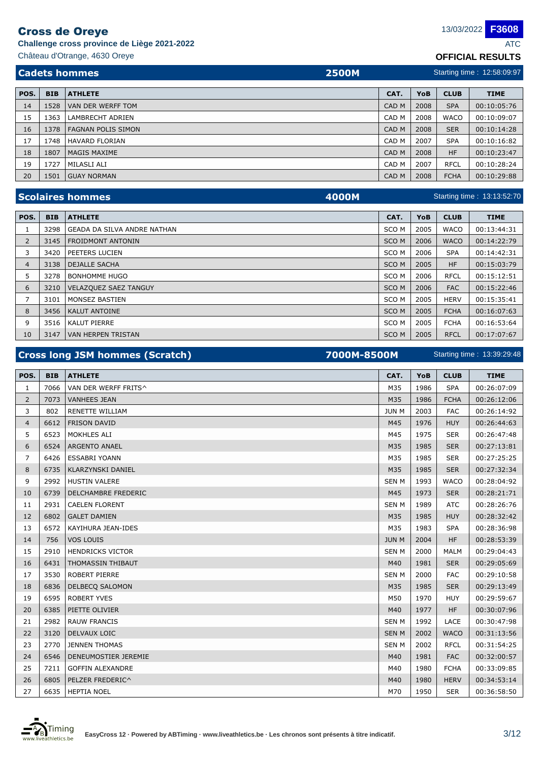# Cross de Oreye

**Challenge cross province de Liège 2021-2022**

Château d'Otrange, 4630 Oreye

13/03/2022 **F3608**

ATC

**OFFICIAL RESULTS**

## Cadets hommes — 2500M — Starting time : 12:58:09:97

| POS. | BIB | ATHLETE | CAT. | YoB | CLUB | TIME |
|---|---|---|---|---|---|---|
| 14 | 1528 | VAN DER WERFF TOM | CAD M | 2008 | SPA | 00:10:05:76 |
| 15 | 1363 | LAMBRECHT ADRIEN | CAD M | 2008 | WACO | 00:10:09:07 |
| 16 | 1378 | FAGNAN POLIS SIMON | CAD M | 2008 | SER | 00:10:14:28 |
| 17 | 1748 | HAVARD FLORIAN | CAD M | 2007 | SPA | 00:10:16:82 |
| 18 | 1807 | MAGIS MAXIME | CAD M | 2008 | HF | 00:10:23:47 |
| 19 | 1727 | MILASLI ALI | CAD M | 2007 | RFCL | 00:10:28:24 |
| 20 | 1501 | GUAY NORMAN | CAD M | 2008 | FCHA | 00:10:29:88 |

## Scolaires hommes — 4000M — Starting time : 13:13:52:70

| POS. | BIB | ATHLETE | CAT. | YoB | CLUB | TIME |
|---|---|---|---|---|---|---|
| 1 | 3298 | GEADA DA SILVA ANDRE NATHAN | SCO M | 2005 | WACO | 00:13:44:31 |
| 2 | 3145 | FROIDMONT ANTONIN | SCO M | 2006 | WACO | 00:14:22:79 |
| 3 | 3420 | PEETERS LUCIEN | SCO M | 2006 | SPA | 00:14:42:31 |
| 4 | 3138 | DEJALLE SACHA | SCO M | 2005 | HF | 00:15:03:79 |
| 5 | 3278 | BONHOMME HUGO | SCO M | 2006 | RFCL | 00:15:12:51 |
| 6 | 3210 | VELAZQUEZ SAEZ TANGUY | SCO M | 2006 | FAC | 00:15:22:46 |
| 7 | 3101 | MONSEZ BASTIEN | SCO M | 2005 | HERV | 00:15:35:41 |
| 8 | 3456 | KALUT ANTOINE | SCO M | 2005 | FCHA | 00:16:07:63 |
| 9 | 3516 | KALUT PIERRE | SCO M | 2005 | FCHA | 00:16:53:64 |
| 10 | 3147 | VAN HERPEN TRISTAN | SCO M | 2005 | RFCL | 00:17:07:67 |

## Cross long JSM hommes (Scratch) — 7000M-8500M — Starting time : 13:39:29:48

| POS. | BIB | ATHLETE | CAT. | YoB | CLUB | TIME |
|---|---|---|---|---|---|---|
| 1 | 7066 | VAN DER WERFF FRITS^ | M35 | 1986 | SPA | 00:26:07:09 |
| 2 | 7073 | VANHEES JEAN | M35 | 1986 | FCHA | 00:26:12:06 |
| 3 | 802 | RENETTE WILLIAM | JUN M | 2003 | FAC | 00:26:14:92 |
| 4 | 6612 | FRISON DAVID | M45 | 1976 | HUY | 00:26:44:63 |
| 5 | 6523 | MOKHLES ALI | M45 | 1975 | SER | 00:26:47:48 |
| 6 | 6524 | ARGENTO ANAEL | M35 | 1985 | SER | 00:27:13:81 |
| 7 | 6426 | ESSABRI YOANN | M35 | 1985 | SER | 00:27:25:25 |
| 8 | 6735 | KLARZYNSKI DANIEL | M35 | 1985 | SER | 00:27:32:34 |
| 9 | 2992 | HUSTIN VALERE | SEN M | 1993 | WACO | 00:28:04:92 |
| 10 | 6739 | DELCHAMBRE FREDERIC | M45 | 1973 | SER | 00:28:21:71 |
| 11 | 2931 | CAELEN FLORENT | SEN M | 1989 | ATC | 00:28:26:76 |
| 12 | 6802 | GALET DAMIEN | M35 | 1985 | HUY | 00:28:32:42 |
| 13 | 6572 | KAYIHURA JEAN-IDES | M35 | 1983 | SPA | 00:28:36:98 |
| 14 | 756 | VOS LOUIS | JUN M | 2004 | HF | 00:28:53:39 |
| 15 | 2910 | HENDRICKS VICTOR | SEN M | 2000 | MALM | 00:29:04:43 |
| 16 | 6431 | THOMASSIN THIBAUT | M40 | 1981 | SER | 00:29:05:69 |
| 17 | 3530 | ROBERT PIERRE | SEN M | 2000 | FAC | 00:29:10:58 |
| 18 | 6836 | DELBECQ SALOMON | M35 | 1985 | SER | 00:29:13:49 |
| 19 | 6595 | ROBERT YVES | M50 | 1970 | HUY | 00:29:59:67 |
| 20 | 6385 | PIETTE OLIVIER | M40 | 1977 | HF | 00:30:07:96 |
| 21 | 2982 | RAUW FRANCIS | SEN M | 1992 | LACE | 00:30:47:98 |
| 22 | 3120 | DELVAUX LOIC | SEN M | 2002 | WACO | 00:31:13:56 |
| 23 | 2770 | JENNEN THOMAS | SEN M | 2002 | RFCL | 00:31:54:25 |
| 24 | 6546 | DENEUMOSTIER JEREMIE | M40 | 1981 | FAC | 00:32:00:57 |
| 25 | 7211 | GOFFIN ALEXANDRE | M40 | 1980 | FCHA | 00:33:09:85 |
| 26 | 6805 | PELZER FREDERIC^ | M40 | 1980 | HERV | 00:34:53:14 |
| 27 | 6635 | HEPTIA NOEL | M70 | 1950 | SER | 00:36:58:50 |

EasyCross 12 · Powered by ABTiming · www.liveathletics.be · Les chronos sont présents à titre indicatif.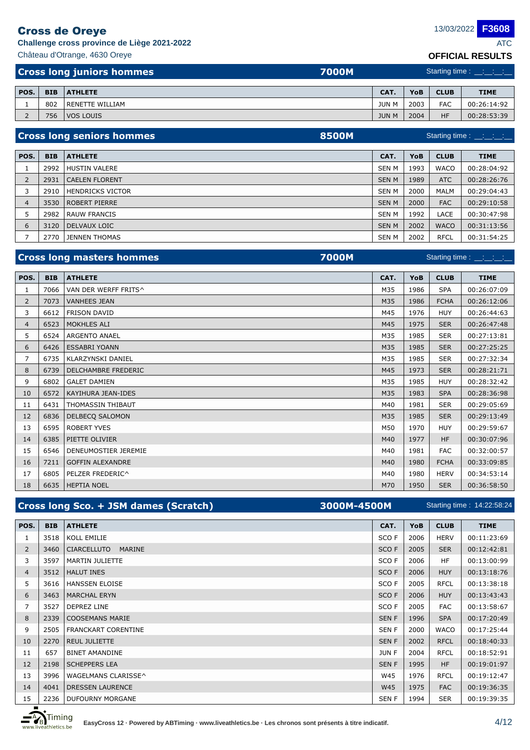# Cross de Oreye

**Challenge cross province de Liège 2021-2022**

Château d'Otrange, 4630 Oreye

13/03/2022 **F3608**

ATC

**OFFICIAL RESULTS**

## Cross long juniors hommes — 7000M — Starting time : __:__:__

| POS. | BIB | ATHLETE | CAT. | YoB | CLUB | TIME |
|---|---|---|---|---|---|---|
| 1 | 802 | RENETTE WILLIAM | JUN M | 2003 | FAC | 00:26:14:92 |
| 2 | 756 | VOS LOUIS | JUN M | 2004 | HF | 00:28:53:39 |

## Cross long seniors hommes — 8500M — Starting time : __:__:__

| POS. | BIB | ATHLETE | CAT. | YoB | CLUB | TIME |
|---|---|---|---|---|---|---|
| 1 | 2992 | HUSTIN VALERE | SEN M | 1993 | WACO | 00:28:04:92 |
| 2 | 2931 | CAELEN FLORENT | SEN M | 1989 | ATC | 00:28:26:76 |
| 3 | 2910 | HENDRICKS VICTOR | SEN M | 2000 | MALM | 00:29:04:43 |
| 4 | 3530 | ROBERT PIERRE | SEN M | 2000 | FAC | 00:29:10:58 |
| 5 | 2982 | RAUW FRANCIS | SEN M | 1992 | LACE | 00:30:47:98 |
| 6 | 3120 | DELVAUX LOIC | SEN M | 2002 | WACO | 00:31:13:56 |
| 7 | 2770 | JENNEN THOMAS | SEN M | 2002 | RFCL | 00:31:54:25 |

## Cross long masters hommes — 7000M — Starting time : __:__:__

| POS. | BIB | ATHLETE | CAT. | YoB | CLUB | TIME |
|---|---|---|---|---|---|---|
| 1 | 7066 | VAN DER WERFF FRITS^ | M35 | 1986 | SPA | 00:26:07:09 |
| 2 | 7073 | VANHEES JEAN | M35 | 1986 | FCHA | 00:26:12:06 |
| 3 | 6612 | FRISON DAVID | M45 | 1976 | HUY | 00:26:44:63 |
| 4 | 6523 | MOKHLES ALI | M45 | 1975 | SER | 00:26:47:48 |
| 5 | 6524 | ARGENTO ANAEL | M35 | 1985 | SER | 00:27:13:81 |
| 6 | 6426 | ESSABRI YOANN | M35 | 1985 | SER | 00:27:25:25 |
| 7 | 6735 | KLARZYNSKI DANIEL | M35 | 1985 | SER | 00:27:32:34 |
| 8 | 6739 | DELCHAMBRE FREDERIC | M45 | 1973 | SER | 00:28:21:71 |
| 9 | 6802 | GALET DAMIEN | M35 | 1985 | HUY | 00:28:32:42 |
| 10 | 6572 | KAYIHURA JEAN-IDES | M35 | 1983 | SPA | 00:28:36:98 |
| 11 | 6431 | THOMASSIN THIBAUT | M40 | 1981 | SER | 00:29:05:69 |
| 12 | 6836 | DELBECQ SALOMON | M35 | 1985 | SER | 00:29:13:49 |
| 13 | 6595 | ROBERT YVES | M50 | 1970 | HUY | 00:29:59:67 |
| 14 | 6385 | PIETTE OLIVIER | M40 | 1977 | HF | 00:30:07:96 |
| 15 | 6546 | DENEUMOSTIER JEREMIE | M40 | 1981 | FAC | 00:32:00:57 |
| 16 | 7211 | GOFFIN ALEXANDRE | M40 | 1980 | FCHA | 00:33:09:85 |
| 17 | 6805 | PELZER FREDERIC^ | M40 | 1980 | HERV | 00:34:53:14 |
| 18 | 6635 | HEPTIA NOEL | M70 | 1950 | SER | 00:36:58:50 |

## Cross long Sco. + JSM dames (Scratch) — 3000M-4500M — Starting time : 14:22:58:24

| POS. | BIB | ATHLETE | CAT. | YoB | CLUB | TIME |
|---|---|---|---|---|---|---|
| 1 | 3518 | KOLL EMILIE | SCO F | 2006 | HERV | 00:11:23:69 |
| 2 | 3460 | CIARCELLUTO MARINE | SCO F | 2005 | SER | 00:12:42:81 |
| 3 | 3597 | MARTIN JULIETTE | SCO F | 2006 | HF | 00:13:00:99 |
| 4 | 3512 | HALUT INES | SCO F | 2006 | HUY | 00:13:18:76 |
| 5 | 3616 | HANSSEN ELOISE | SCO F | 2005 | RFCL | 00:13:38:18 |
| 6 | 3463 | MARCHAL ERYN | SCO F | 2006 | HUY | 00:13:43:43 |
| 7 | 3527 | DEPREZ LINE | SCO F | 2005 | FAC | 00:13:58:67 |
| 8 | 2339 | COOSEMANS MARIE | SEN F | 1996 | SPA | 00:17:20:49 |
| 9 | 2505 | FRANCKART CORENTINE | SEN F | 2000 | WACO | 00:17:25:44 |
| 10 | 2270 | REUL JULIETTE | SEN F | 2002 | RFCL | 00:18:40:33 |
| 11 | 657 | BINET AMANDINE | JUN F | 2004 | RFCL | 00:18:52:91 |
| 12 | 2198 | SCHEPPERS LEA | SEN F | 1995 | HF | 00:19:01:97 |
| 13 | 3996 | WAGELMANS CLARISSE^ | W45 | 1976 | RFCL | 00:19:12:47 |
| 14 | 4041 | DRESSEN LAURENCE | W45 | 1975 | FAC | 00:19:36:35 |
| 15 | 2236 | DUFOURNY MORGANE | SEN F | 1994 | SER | 00:19:39:35 |

EasyCross 12 · Powered by ABTiming · www.liveathletics.be · Les chronos sont présents à titre indicatif.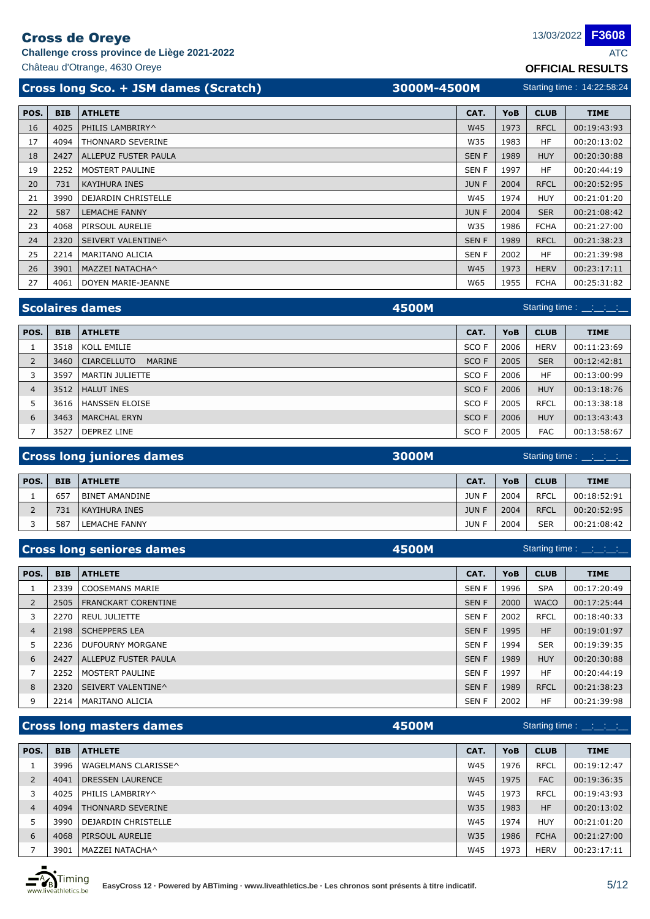# Cross de Oreye

**Challenge cross province de Liège 2021-2022**

Château d'Otrange, 4630 Oreye

13/03/2022 **F3608**

ATC

**OFFICIAL RESULTS**

## Cross long Sco. + JSM dames (Scratch) — 3000M-4500M — Starting time : 14:22:58:24

| POS. | BIB | ATHLETE | CAT. | YoB | CLUB | TIME |
|---|---|---|---|---|---|---|
| 16 | 4025 | PHILIS LAMBRIRY^ | W45 | 1973 | RFCL | 00:19:43:93 |
| 17 | 4094 | THONNARD SEVERINE | W35 | 1983 | HF | 00:20:13:02 |
| 18 | 2427 | ALLEPUZ FUSTER PAULA | SEN F | 1989 | HUY | 00:20:30:88 |
| 19 | 2252 | MOSTERT PAULINE | SEN F | 1997 | HF | 00:20:44:19 |
| 20 | 731 | KAYIHURA INES | JUN F | 2004 | RFCL | 00:20:52:95 |
| 21 | 3990 | DEJARDIN CHRISTELLE | W45 | 1974 | HUY | 00:21:01:20 |
| 22 | 587 | LEMACHE FANNY | JUN F | 2004 | SER | 00:21:08:42 |
| 23 | 4068 | PIRSOUL AURELIE | W35 | 1986 | FCHA | 00:21:27:00 |
| 24 | 2320 | SEIVERT VALENTINE^ | SEN F | 1989 | RFCL | 00:21:38:23 |
| 25 | 2214 | MARITANO ALICIA | SEN F | 2002 | HF | 00:21:39:98 |
| 26 | 3901 | MAZZEI NATACHA^ | W45 | 1973 | HERV | 00:23:17:11 |
| 27 | 4061 | DOYEN MARIE-JEANNE | W65 | 1955 | FCHA | 00:25:31:82 |

## Scolaires dames — 4500M — Starting time : \_\_:\_\_:\_\_:\_\_

| POS. | BIB | ATHLETE | CAT. | YoB | CLUB | TIME |
|---|---|---|---|---|---|---|
| 1 | 3518 | KOLL EMILIE | SCO F | 2006 | HERV | 00:11:23:69 |
| 2 | 3460 | CIARCELLUTO MARINE | SCO F | 2005 | SER | 00:12:42:81 |
| 3 | 3597 | MARTIN JULIETTE | SCO F | 2006 | HF | 00:13:00:99 |
| 4 | 3512 | HALUT INES | SCO F | 2006 | HUY | 00:13:18:76 |
| 5 | 3616 | HANSSEN ELOISE | SCO F | 2005 | RFCL | 00:13:38:18 |
| 6 | 3463 | MARCHAL ERYN | SCO F | 2006 | HUY | 00:13:43:43 |
| 7 | 3527 | DEPREZ LINE | SCO F | 2005 | FAC | 00:13:58:67 |

## Cross long juniores dames — 3000M — Starting time : \_\_:\_\_:\_\_:\_\_

| POS. | BIB | ATHLETE | CAT. | YoB | CLUB | TIME |
|---|---|---|---|---|---|---|
| 1 | 657 | BINET AMANDINE | JUN F | 2004 | RFCL | 00:18:52:91 |
| 2 | 731 | KAYIHURA INES | JUN F | 2004 | RFCL | 00:20:52:95 |
| 3 | 587 | LEMACHE FANNY | JUN F | 2004 | SER | 00:21:08:42 |

## Cross long seniores dames — 4500M — Starting time : \_\_:\_\_:\_\_:\_\_

| POS. | BIB | ATHLETE | CAT. | YoB | CLUB | TIME |
|---|---|---|---|---|---|---|
| 1 | 2339 | COOSEMANS MARIE | SEN F | 1996 | SPA | 00:17:20:49 |
| 2 | 2505 | FRANCKART CORENTINE | SEN F | 2000 | WACO | 00:17:25:44 |
| 3 | 2270 | REUL JULIETTE | SEN F | 2002 | RFCL | 00:18:40:33 |
| 4 | 2198 | SCHEPPERS LEA | SEN F | 1995 | HF | 00:19:01:97 |
| 5 | 2236 | DUFOURNY MORGANE | SEN F | 1994 | SER | 00:19:39:35 |
| 6 | 2427 | ALLEPUZ FUSTER PAULA | SEN F | 1989 | HUY | 00:20:30:88 |
| 7 | 2252 | MOSTERT PAULINE | SEN F | 1997 | HF | 00:20:44:19 |
| 8 | 2320 | SEIVERT VALENTINE^ | SEN F | 1989 | RFCL | 00:21:38:23 |
| 9 | 2214 | MARITANO ALICIA | SEN F | 2002 | HF | 00:21:39:98 |

## Cross long masters dames — 4500M — Starting time : \_\_:\_\_:\_\_:\_\_

| POS. | BIB | ATHLETE | CAT. | YoB | CLUB | TIME |
|---|---|---|---|---|---|---|
| 1 | 3996 | WAGELMANS CLARISSE^ | W45 | 1976 | RFCL | 00:19:12:47 |
| 2 | 4041 | DRESSEN LAURENCE | W45 | 1975 | FAC | 00:19:36:35 |
| 3 | 4025 | PHILIS LAMBRIRY^ | W45 | 1973 | RFCL | 00:19:43:93 |
| 4 | 4094 | THONNARD SEVERINE | W35 | 1983 | HF | 00:20:13:02 |
| 5 | 3990 | DEJARDIN CHRISTELLE | W45 | 1974 | HUY | 00:21:01:20 |
| 6 | 4068 | PIRSOUL AURELIE | W35 | 1986 | FCHA | 00:21:27:00 |
| 7 | 3901 | MAZZEI NATACHA^ | W45 | 1973 | HERV | 00:23:17:11 |

EasyCross 12 · Powered by ABTiming · www.liveathletics.be · Les chronos sont présents à titre indicatif.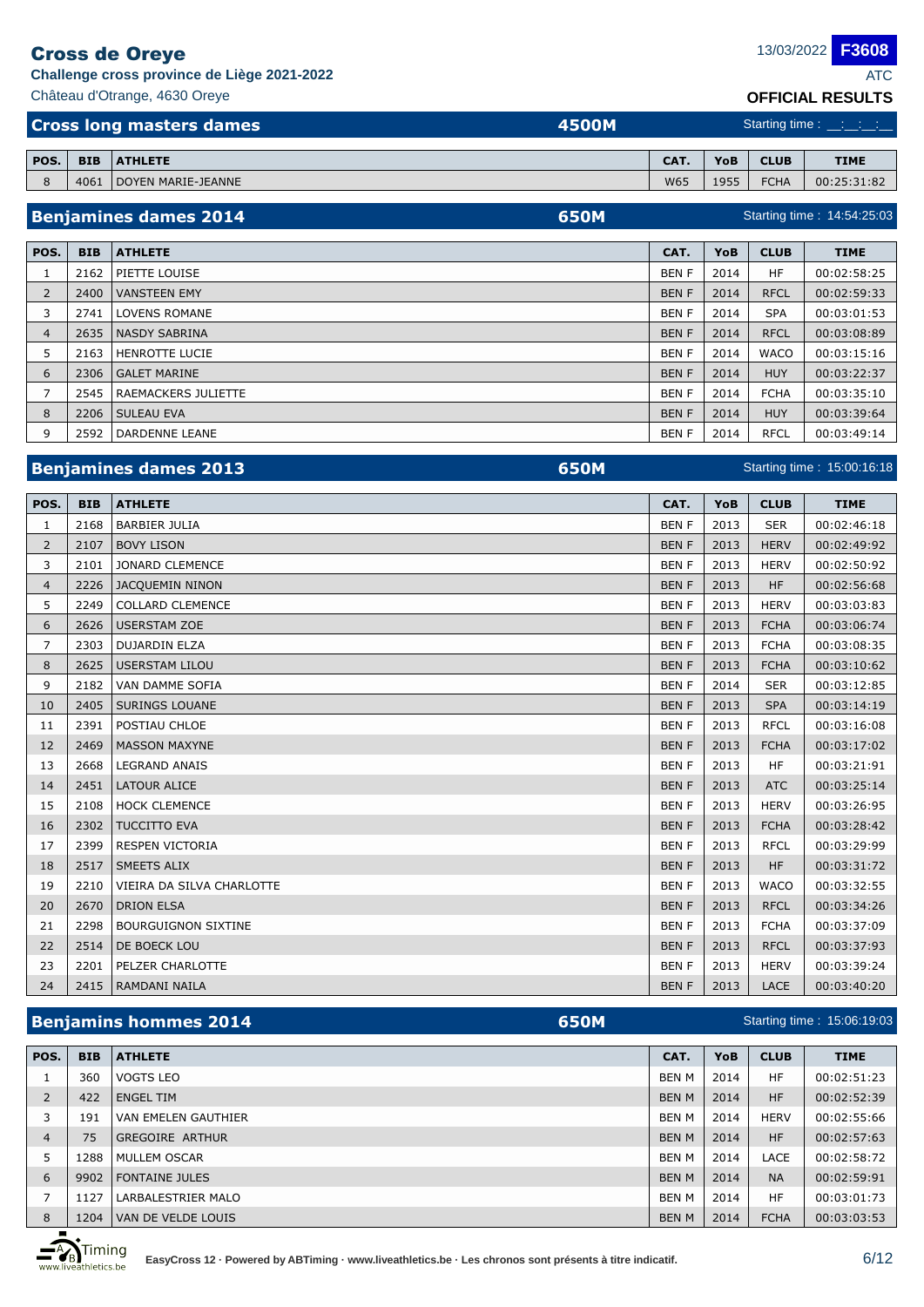# Cross de Oreye

**Challenge cross province de Liège 2021-2022**

Château d'Otrange, 4630 Oreye

13/03/2022 **F3608**

ATC

**OFFICIAL RESULTS**

## Cross long masters dames — 4500M

Starting time : __:__:__

| POS. | BIB | ATHLETE | CAT. | YoB | CLUB | TIME |
|---|---|---|---|---|---|---|
| 8 | 4061 | DOYEN MARIE-JEANNE | W65 | 1955 | FCHA | 00:25:31:82 |

## Benjamines dames 2014 — 650M

Starting time : 14:54:25:03

| POS. | BIB | ATHLETE | CAT. | YoB | CLUB | TIME |
|---|---|---|---|---|---|---|
| 1 | 2162 | PIETTE LOUISE | BEN F | 2014 | HF | 00:02:58:25 |
| 2 | 2400 | VANSTEEN EMY | BEN F | 2014 | RFCL | 00:02:59:33 |
| 3 | 2741 | LOVENS ROMANE | BEN F | 2014 | SPA | 00:03:01:53 |
| 4 | 2635 | NASDY SABRINA | BEN F | 2014 | RFCL | 00:03:08:89 |
| 5 | 2163 | HENROTTE LUCIE | BEN F | 2014 | WACO | 00:03:15:16 |
| 6 | 2306 | GALET MARINE | BEN F | 2014 | HUY | 00:03:22:37 |
| 7 | 2545 | RAEMACKERS JULIETTE | BEN F | 2014 | FCHA | 00:03:35:10 |
| 8 | 2206 | SULEAU EVA | BEN F | 2014 | HUY | 00:03:39:64 |
| 9 | 2592 | DARDENNE LEANE | BEN F | 2014 | RFCL | 00:03:49:14 |

## Benjamines dames 2013 — 650M

Starting time : 15:00:16:18

| POS. | BIB | ATHLETE | CAT. | YoB | CLUB | TIME |
|---|---|---|---|---|---|---|
| 1 | 2168 | BARBIER JULIA | BEN F | 2013 | SER | 00:02:46:18 |
| 2 | 2107 | BOVY LISON | BEN F | 2013 | HERV | 00:02:49:92 |
| 3 | 2101 | JONARD CLEMENCE | BEN F | 2013 | HERV | 00:02:50:92 |
| 4 | 2226 | JACQUEMIN NINON | BEN F | 2013 | HF | 00:02:56:68 |
| 5 | 2249 | COLLARD CLEMENCE | BEN F | 2013 | HERV | 00:03:03:83 |
| 6 | 2626 | USERSTAM ZOE | BEN F | 2013 | FCHA | 00:03:06:74 |
| 7 | 2303 | DUJARDIN ELZA | BEN F | 2013 | FCHA | 00:03:08:35 |
| 8 | 2625 | USERSTAM LILOU | BEN F | 2013 | FCHA | 00:03:10:62 |
| 9 | 2182 | VAN DAMME SOFIA | BEN F | 2014 | SER | 00:03:12:85 |
| 10 | 2405 | SURINGS LOUANE | BEN F | 2013 | SPA | 00:03:14:19 |
| 11 | 2391 | POSTIAU CHLOE | BEN F | 2013 | RFCL | 00:03:16:08 |
| 12 | 2469 | MASSON MAXYNE | BEN F | 2013 | FCHA | 00:03:17:02 |
| 13 | 2668 | LEGRAND ANAIS | BEN F | 2013 | HF | 00:03:21:91 |
| 14 | 2451 | LATOUR ALICE | BEN F | 2013 | ATC | 00:03:25:14 |
| 15 | 2108 | HOCK CLEMENCE | BEN F | 2013 | HERV | 00:03:26:95 |
| 16 | 2302 | TUCCITTO EVA | BEN F | 2013 | FCHA | 00:03:28:42 |
| 17 | 2399 | RESPEN VICTORIA | BEN F | 2013 | RFCL | 00:03:29:99 |
| 18 | 2517 | SMEETS ALIX | BEN F | 2013 | HF | 00:03:31:72 |
| 19 | 2210 | VIEIRA DA SILVA CHARLOTTE | BEN F | 2013 | WACO | 00:03:32:55 |
| 20 | 2670 | DRION ELSA | BEN F | 2013 | RFCL | 00:03:34:26 |
| 21 | 2298 | BOURGUIGNON SIXTINE | BEN F | 2013 | FCHA | 00:03:37:09 |
| 22 | 2514 | DE BOECK LOU | BEN F | 2013 | RFCL | 00:03:37:93 |
| 23 | 2201 | PELZER CHARLOTTE | BEN F | 2013 | HERV | 00:03:39:24 |
| 24 | 2415 | RAMDANI NAILA | BEN F | 2013 | LACE | 00:03:40:20 |

## Benjamins hommes 2014 — 650M

Starting time : 15:06:19:03

| POS. | BIB | ATHLETE | CAT. | YoB | CLUB | TIME |
|---|---|---|---|---|---|---|
| 1 | 360 | VOGTS LEO | BEN M | 2014 | HF | 00:02:51:23 |
| 2 | 422 | ENGEL TIM | BEN M | 2014 | HF | 00:02:52:39 |
| 3 | 191 | VAN EMELEN GAUTHIER | BEN M | 2014 | HERV | 00:02:55:66 |
| 4 | 75 | GREGOIRE ARTHUR | BEN M | 2014 | HF | 00:02:57:63 |
| 5 | 1288 | MULLEM OSCAR | BEN M | 2014 | LACE | 00:02:58:72 |
| 6 | 9902 | FONTAINE JULES | BEN M | 2014 | NA | 00:02:59:91 |
| 7 | 1127 | LARBALESTRIER MALO | BEN M | 2014 | HF | 00:03:01:73 |
| 8 | 1204 | VAN DE VELDE LOUIS | BEN M | 2014 | FCHA | 00:03:03:53 |

EasyCross 12 · Powered by ABTiming · www.liveathletics.be · Les chronos sont présents à titre indicatif.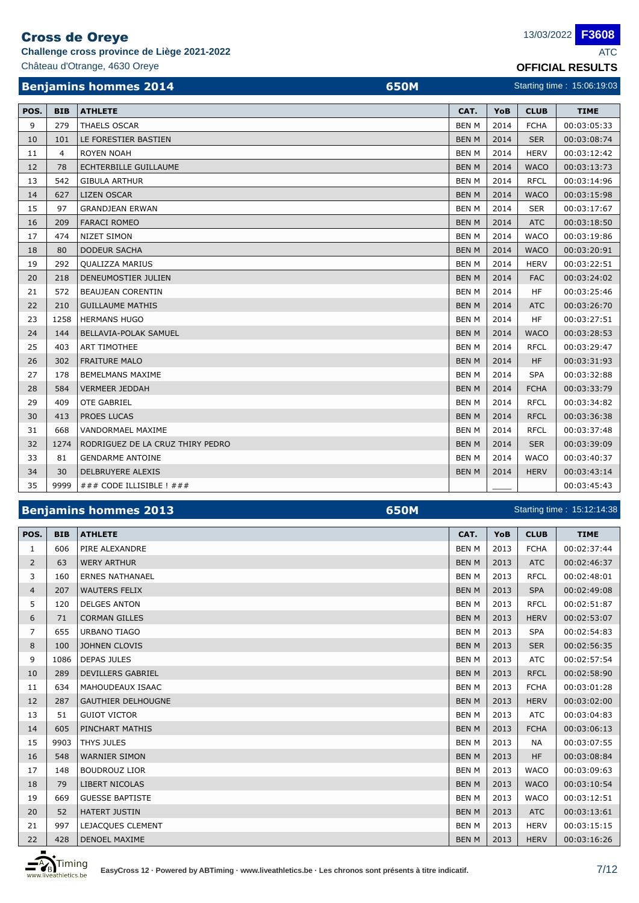# Cross de Oreye

**Challenge cross province de Liège 2021-2022**

Château d'Otrange, 4630 Oreye

13/03/2022 **F3608**

ATC

**OFFICIAL RESULTS**

## Benjamins hommes 2014 — 650M — Starting time : 15:06:19:03

| POS. | BIB | ATHLETE | CAT. | YoB | CLUB | TIME |
|---|---|---|---|---|---|---|
| 9 | 279 | THAELS OSCAR | BEN M | 2014 | FCHA | 00:03:05:33 |
| 10 | 101 | LE FORESTIER BASTIEN | BEN M | 2014 | SER | 00:03:08:74 |
| 11 | 4 | ROYEN NOAH | BEN M | 2014 | HERV | 00:03:12:42 |
| 12 | 78 | ECHTERBILLE GUILLAUME | BEN M | 2014 | WACO | 00:03:13:73 |
| 13 | 542 | GIBULA ARTHUR | BEN M | 2014 | RFCL | 00:03:14:96 |
| 14 | 627 | LIZEN OSCAR | BEN M | 2014 | WACO | 00:03:15:98 |
| 15 | 97 | GRANDJEAN ERWAN | BEN M | 2014 | SER | 00:03:17:67 |
| 16 | 209 | FARACI ROMEO | BEN M | 2014 | ATC | 00:03:18:50 |
| 17 | 474 | NIZET SIMON | BEN M | 2014 | WACO | 00:03:19:86 |
| 18 | 80 | DODEUR SACHA | BEN M | 2014 | WACO | 00:03:20:91 |
| 19 | 292 | QUALIZZA MARIUS | BEN M | 2014 | HERV | 00:03:22:51 |
| 20 | 218 | DENEUMOSTIER JULIEN | BEN M | 2014 | FAC | 00:03:24:02 |
| 21 | 572 | BEAUJEAN CORENTIN | BEN M | 2014 | HF | 00:03:25:46 |
| 22 | 210 | GUILLAUME MATHIS | BEN M | 2014 | ATC | 00:03:26:70 |
| 23 | 1258 | HERMANS HUGO | BEN M | 2014 | HF | 00:03:27:51 |
| 24 | 144 | BELLAVIA-POLAK SAMUEL | BEN M | 2014 | WACO | 00:03:28:53 |
| 25 | 403 | ART TIMOTHEE | BEN M | 2014 | RFCL | 00:03:29:47 |
| 26 | 302 | FRAITURE MALO | BEN M | 2014 | HF | 00:03:31:93 |
| 27 | 178 | BEMELMANS MAXIME | BEN M | 2014 | SPA | 00:03:32:88 |
| 28 | 584 | VERMEER JEDDAH | BEN M | 2014 | FCHA | 00:03:33:79 |
| 29 | 409 | OTE GABRIEL | BEN M | 2014 | RFCL | 00:03:34:82 |
| 30 | 413 | PROES LUCAS | BEN M | 2014 | RFCL | 00:03:36:38 |
| 31 | 668 | VANDORMAEL MAXIME | BEN M | 2014 | RFCL | 00:03:37:48 |
| 32 | 1274 | RODRIGUEZ DE LA CRUZ THIRY PEDRO | BEN M | 2014 | SER | 00:03:39:09 |
| 33 | 81 | GENDARME ANTOINE | BEN M | 2014 | WACO | 00:03:40:37 |
| 34 | 30 | DELBRUYERE ALEXIS | BEN M | 2014 | HERV | 00:03:43:14 |
| 35 | 9999 | ### CODE ILLISIBLE ! ### | | ____ | | 00:03:45:43 |

## Benjamins hommes 2013 — 650M — Starting time : 15:12:14:38

| POS. | BIB | ATHLETE | CAT. | YoB | CLUB | TIME |
|---|---|---|---|---|---|---|
| 1 | 606 | PIRE ALEXANDRE | BEN M | 2013 | FCHA | 00:02:37:44 |
| 2 | 63 | WERY ARTHUR | BEN M | 2013 | ATC | 00:02:46:37 |
| 3 | 160 | ERNES NATHANAEL | BEN M | 2013 | RFCL | 00:02:48:01 |
| 4 | 207 | WAUTERS FELIX | BEN M | 2013 | SPA | 00:02:49:08 |
| 5 | 120 | DELGES ANTON | BEN M | 2013 | RFCL | 00:02:51:87 |
| 6 | 71 | CORMAN GILLES | BEN M | 2013 | HERV | 00:02:53:07 |
| 7 | 655 | URBANO TIAGO | BEN M | 2013 | SPA | 00:02:54:83 |
| 8 | 100 | JOHNEN CLOVIS | BEN M | 2013 | SER | 00:02:56:35 |
| 9 | 1086 | DEPAS JULES | BEN M | 2013 | ATC | 00:02:57:54 |
| 10 | 289 | DEVILLERS GABRIEL | BEN M | 2013 | RFCL | 00:02:58:90 |
| 11 | 634 | MAHOUDEAUX ISAAC | BEN M | 2013 | FCHA | 00:03:01:28 |
| 12 | 287 | GAUTHIER DELHOUGNE | BEN M | 2013 | HERV | 00:03:02:00 |
| 13 | 51 | GUIOT VICTOR | BEN M | 2013 | ATC | 00:03:04:83 |
| 14 | 605 | PINCHART MATHIS | BEN M | 2013 | FCHA | 00:03:06:13 |
| 15 | 9903 | THYS JULES | BEN M | 2013 | NA | 00:03:07:55 |
| 16 | 548 | WARNIER SIMON | BEN M | 2013 | HF | 00:03:08:84 |
| 17 | 148 | BOUDROUZ LIOR | BEN M | 2013 | WACO | 00:03:09:63 |
| 18 | 79 | LIBERT NICOLAS | BEN M | 2013 | WACO | 00:03:10:54 |
| 19 | 669 | GUESSE BAPTISTE | BEN M | 2013 | WACO | 00:03:12:51 |
| 20 | 52 | HATERT JUSTIN | BEN M | 2013 | ATC | 00:03:13:61 |
| 21 | 997 | LEJACQUES CLEMENT | BEN M | 2013 | HERV | 00:03:15:15 |
| 22 | 428 | DENOEL MAXIME | BEN M | 2013 | HERV | 00:03:16:26 |

EasyCross 12 · Powered by ABTiming · www.liveathletics.be · Les chronos sont présents à titre indicatif.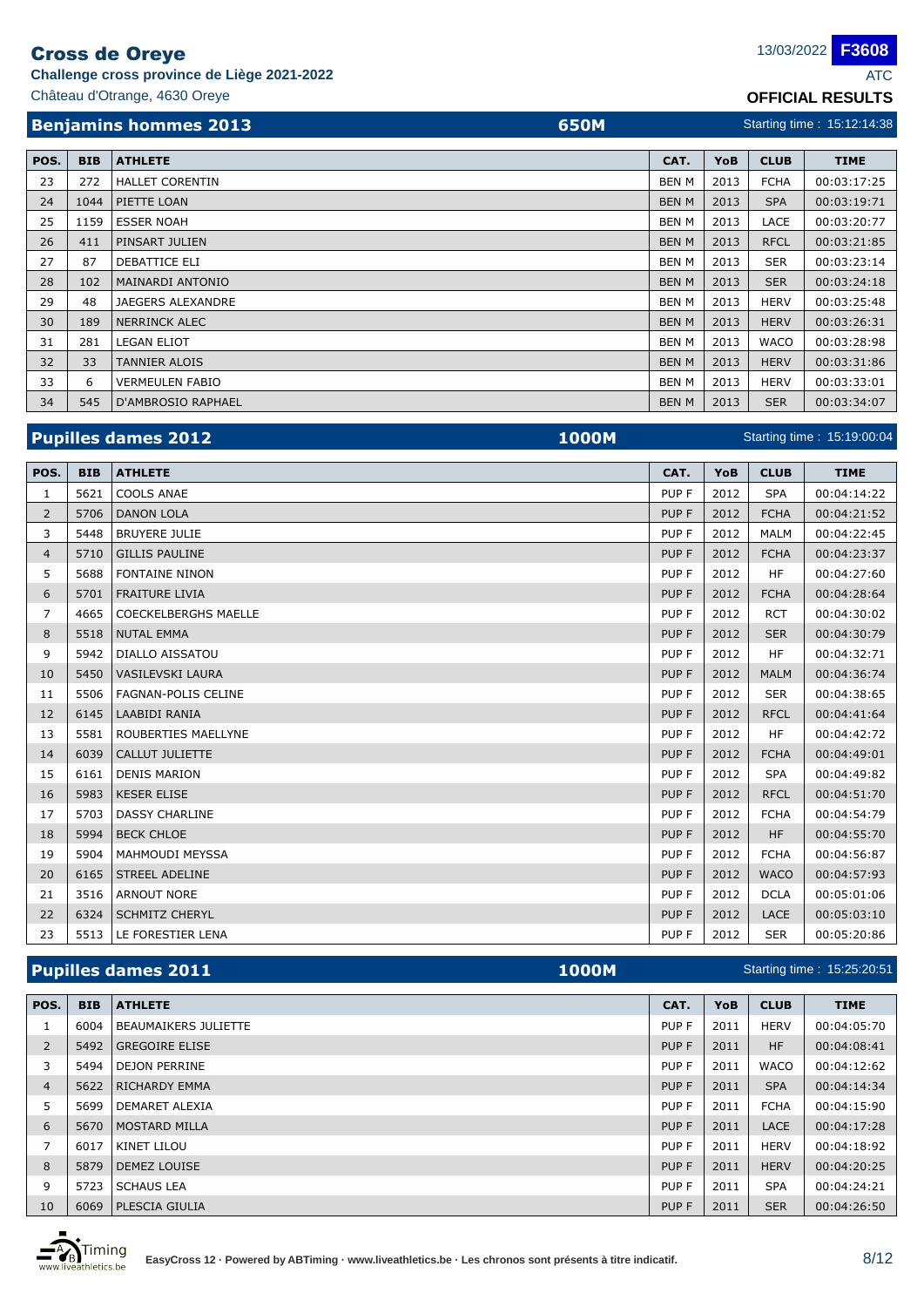# Cross de Oreye

**Challenge cross province de Liège 2021-2022**

Château d'Otrange, 4630 Oreye

13/03/2022 **F3608**

ATC

**OFFICIAL RESULTS**

## Benjamins hommes 2013 — 650M — Starting time : 15:12:14:38

| POS. | BIB | ATHLETE | CAT. | YoB | CLUB | TIME |
|---|---|---|---|---|---|---|
| 23 | 272 | HALLET CORENTIN | BEN M | 2013 | FCHA | 00:03:17:25 |
| 24 | 1044 | PIETTE LOAN | BEN M | 2013 | SPA | 00:03:19:71 |
| 25 | 1159 | ESSER NOAH | BEN M | 2013 | LACE | 00:03:20:77 |
| 26 | 411 | PINSART JULIEN | BEN M | 2013 | RFCL | 00:03:21:85 |
| 27 | 87 | DEBATTICE ELI | BEN M | 2013 | SER | 00:03:23:14 |
| 28 | 102 | MAINARDI ANTONIO | BEN M | 2013 | SER | 00:03:24:18 |
| 29 | 48 | JAEGERS ALEXANDRE | BEN M | 2013 | HERV | 00:03:25:48 |
| 30 | 189 | NERRINCK ALEC | BEN M | 2013 | HERV | 00:03:26:31 |
| 31 | 281 | LEGAN ELIOT | BEN M | 2013 | WACO | 00:03:28:98 |
| 32 | 33 | TANNIER ALOIS | BEN M | 2013 | HERV | 00:03:31:86 |
| 33 | 6 | VERMEULEN FABIO | BEN M | 2013 | HERV | 00:03:33:01 |
| 34 | 545 | D'AMBROSIO RAPHAEL | BEN M | 2013 | SER | 00:03:34:07 |

## Pupilles dames 2012 — 1000M — Starting time : 15:19:00:04

| POS. | BIB | ATHLETE | CAT. | YoB | CLUB | TIME |
|---|---|---|---|---|---|---|
| 1 | 5621 | COOLS ANAE | PUP F | 2012 | SPA | 00:04:14:22 |
| 2 | 5706 | DANON LOLA | PUP F | 2012 | FCHA | 00:04:21:52 |
| 3 | 5448 | BRUYERE JULIE | PUP F | 2012 | MALM | 00:04:22:45 |
| 4 | 5710 | GILLIS PAULINE | PUP F | 2012 | FCHA | 00:04:23:37 |
| 5 | 5688 | FONTAINE NINON | PUP F | 2012 | HF | 00:04:27:60 |
| 6 | 5701 | FRAITURE LIVIA | PUP F | 2012 | FCHA | 00:04:28:64 |
| 7 | 4665 | COECKELBERGHS MAELLE | PUP F | 2012 | RCT | 00:04:30:02 |
| 8 | 5518 | NUTAL EMMA | PUP F | 2012 | SER | 00:04:30:79 |
| 9 | 5942 | DIALLO AISSATOU | PUP F | 2012 | HF | 00:04:32:71 |
| 10 | 5450 | VASILEVSKI LAURA | PUP F | 2012 | MALM | 00:04:36:74 |
| 11 | 5506 | FAGNAN-POLIS CELINE | PUP F | 2012 | SER | 00:04:38:65 |
| 12 | 6145 | LAABIDI RANIA | PUP F | 2012 | RFCL | 00:04:41:64 |
| 13 | 5581 | ROUBERTIES MAELLYNE | PUP F | 2012 | HF | 00:04:42:72 |
| 14 | 6039 | CALLUT JULIETTE | PUP F | 2012 | FCHA | 00:04:49:01 |
| 15 | 6161 | DENIS MARION | PUP F | 2012 | SPA | 00:04:49:82 |
| 16 | 5983 | KESER ELISE | PUP F | 2012 | RFCL | 00:04:51:70 |
| 17 | 5703 | DASSY CHARLINE | PUP F | 2012 | FCHA | 00:04:54:79 |
| 18 | 5994 | BECK CHLOE | PUP F | 2012 | HF | 00:04:55:70 |
| 19 | 5904 | MAHMOUDI MEYSSA | PUP F | 2012 | FCHA | 00:04:56:87 |
| 20 | 6165 | STREEL ADELINE | PUP F | 2012 | WACO | 00:04:57:93 |
| 21 | 3516 | ARNOUT NORE | PUP F | 2012 | DCLA | 00:05:01:06 |
| 22 | 6324 | SCHMITZ CHERYL | PUP F | 2012 | LACE | 00:05:03:10 |
| 23 | 5513 | LE FORESTIER LENA | PUP F | 2012 | SER | 00:05:20:86 |

## Pupilles dames 2011 — 1000M — Starting time : 15:25:20:51

| POS. | BIB | ATHLETE | CAT. | YoB | CLUB | TIME |
|---|---|---|---|---|---|---|
| 1 | 6004 | BEAUMAIKERS JULIETTE | PUP F | 2011 | HERV | 00:04:05:70 |
| 2 | 5492 | GREGOIRE ELISE | PUP F | 2011 | HF | 00:04:08:41 |
| 3 | 5494 | DEJON PERRINE | PUP F | 2011 | WACO | 00:04:12:62 |
| 4 | 5622 | RICHARDY EMMA | PUP F | 2011 | SPA | 00:04:14:34 |
| 5 | 5699 | DEMARET ALEXIA | PUP F | 2011 | FCHA | 00:04:15:90 |
| 6 | 5670 | MOSTARD MILLA | PUP F | 2011 | LACE | 00:04:17:28 |
| 7 | 6017 | KINET LILOU | PUP F | 2011 | HERV | 00:04:18:92 |
| 8 | 5879 | DEMEZ LOUISE | PUP F | 2011 | HERV | 00:04:20:25 |
| 9 | 5723 | SCHAUS LEA | PUP F | 2011 | SPA | 00:04:24:21 |
| 10 | 6069 | PLESCIA GIULIA | PUP F | 2011 | SER | 00:04:26:50 |

EasyCross 12 · Powered by ABTiming · www.liveathletics.be · Les chronos sont présents à titre indicatif.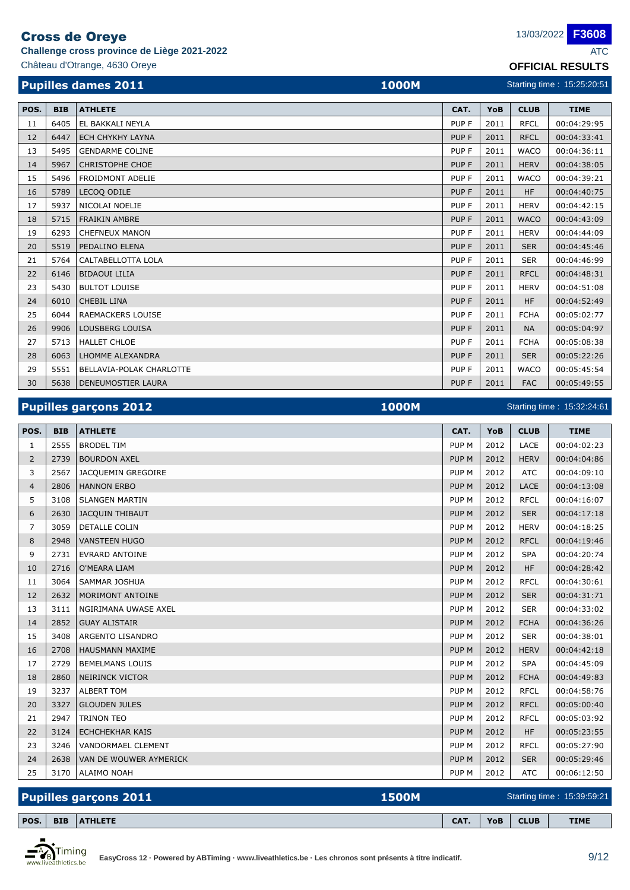# Cross de Oreye

**Challenge cross province de Liège 2021-2022**

Château d'Otrange, 4630 Oreye

13/03/2022 **F3608**

ATC

**OFFICIAL RESULTS**

## Pupilles dames 2011 — 1000M — Starting time : 15:25:20:51

| POS. | BIB | ATHLETE | CAT. | YoB | CLUB | TIME |
|---|---|---|---|---|---|---|
| 11 | 6405 | EL BAKKALI NEYLA | PUP F | 2011 | RFCL | 00:04:29:95 |
| 12 | 6447 | ECH CHYKHY LAYNA | PUP F | 2011 | RFCL | 00:04:33:41 |
| 13 | 5495 | GENDARME COLINE | PUP F | 2011 | WACO | 00:04:36:11 |
| 14 | 5967 | CHRISTOPHE CHOE | PUP F | 2011 | HERV | 00:04:38:05 |
| 15 | 5496 | FROIDMONT ADELIE | PUP F | 2011 | WACO | 00:04:39:21 |
| 16 | 5789 | LECOQ ODILE | PUP F | 2011 | HF | 00:04:40:75 |
| 17 | 5937 | NICOLAI NOELIE | PUP F | 2011 | HERV | 00:04:42:15 |
| 18 | 5715 | FRAIKIN AMBRE | PUP F | 2011 | WACO | 00:04:43:09 |
| 19 | 6293 | CHEFNEUX MANON | PUP F | 2011 | HERV | 00:04:44:09 |
| 20 | 5519 | PEDALINO ELENA | PUP F | 2011 | SER | 00:04:45:46 |
| 21 | 5764 | CALTABELLOTTA LOLA | PUP F | 2011 | SER | 00:04:46:99 |
| 22 | 6146 | BIDAOUI LILIA | PUP F | 2011 | RFCL | 00:04:48:31 |
| 23 | 5430 | BULTOT LOUISE | PUP F | 2011 | HERV | 00:04:51:08 |
| 24 | 6010 | CHEBIL LINA | PUP F | 2011 | HF | 00:04:52:49 |
| 25 | 6044 | RAEMACKERS LOUISE | PUP F | 2011 | FCHA | 00:05:02:77 |
| 26 | 9906 | LOUSBERG LOUISA | PUP F | 2011 | NA | 00:05:04:97 |
| 27 | 5713 | HALLET CHLOE | PUP F | 2011 | FCHA | 00:05:08:38 |
| 28 | 6063 | LHOMME ALEXANDRA | PUP F | 2011 | SER | 00:05:22:26 |
| 29 | 5551 | BELLAVIA-POLAK CHARLOTTE | PUP F | 2011 | WACO | 00:05:45:54 |
| 30 | 5638 | DENEUMOSTIER LAURA | PUP F | 2011 | FAC | 00:05:49:55 |

## Pupilles garçons 2012 — 1000M — Starting time : 15:32:24:61

| POS. | BIB | ATHLETE | CAT. | YoB | CLUB | TIME |
|---|---|---|---|---|---|---|
| 1 | 2555 | BRODEL TIM | PUP M | 2012 | LACE | 00:04:02:23 |
| 2 | 2739 | BOURDON AXEL | PUP M | 2012 | HERV | 00:04:04:86 |
| 3 | 2567 | JACQUEMIN GREGOIRE | PUP M | 2012 | ATC | 00:04:09:10 |
| 4 | 2806 | HANNON ERBO | PUP M | 2012 | LACE | 00:04:13:08 |
| 5 | 3108 | SLANGEN MARTIN | PUP M | 2012 | RFCL | 00:04:16:07 |
| 6 | 2630 | JACQUIN THIBAUT | PUP M | 2012 | SER | 00:04:17:18 |
| 7 | 3059 | DETALLE COLIN | PUP M | 2012 | HERV | 00:04:18:25 |
| 8 | 2948 | VANSTEEN HUGO | PUP M | 2012 | RFCL | 00:04:19:46 |
| 9 | 2731 | EVRARD ANTOINE | PUP M | 2012 | SPA | 00:04:20:74 |
| 10 | 2716 | O'MEARA LIAM | PUP M | 2012 | HF | 00:04:28:42 |
| 11 | 3064 | SAMMAR JOSHUA | PUP M | 2012 | RFCL | 00:04:30:61 |
| 12 | 2632 | MORIMONT ANTOINE | PUP M | 2012 | SER | 00:04:31:71 |
| 13 | 3111 | NGIRIMANA UWASE AXEL | PUP M | 2012 | SER | 00:04:33:02 |
| 14 | 2852 | GUAY ALISTAIR | PUP M | 2012 | FCHA | 00:04:36:26 |
| 15 | 3408 | ARGENTO LISANDRO | PUP M | 2012 | SER | 00:04:38:01 |
| 16 | 2708 | HAUSMANN MAXIME | PUP M | 2012 | HERV | 00:04:42:18 |
| 17 | 2729 | BEMELMANS LOUIS | PUP M | 2012 | SPA | 00:04:45:09 |
| 18 | 2860 | NEIRINCK VICTOR | PUP M | 2012 | FCHA | 00:04:49:83 |
| 19 | 3237 | ALBERT TOM | PUP M | 2012 | RFCL | 00:04:58:76 |
| 20 | 3327 | GLOUDEN JULES | PUP M | 2012 | RFCL | 00:05:00:40 |
| 21 | 2947 | TRINON TEO | PUP M | 2012 | RFCL | 00:05:03:92 |
| 22 | 3124 | ECHCHEKHAR KAIS | PUP M | 2012 | HF | 00:05:23:55 |
| 23 | 3246 | VANDORMAEL CLEMENT | PUP M | 2012 | RFCL | 00:05:27:90 |
| 24 | 2638 | VAN DE WOUWER AYMERICK | PUP M | 2012 | SER | 00:05:29:46 |
| 25 | 3170 | ALAIMO NOAH | PUP M | 2012 | ATC | 00:06:12:50 |

## Pupilles garçons 2011 — 1500M — Starting time : 15:39:59:21

| POS. | BIB | ATHLETE | CAT. | YoB | CLUB | TIME |
|---|---|---|---|---|---|---|

EasyCross 12 · Powered by ABTiming · www.liveathletics.be · Les chronos sont présents à titre indicatif.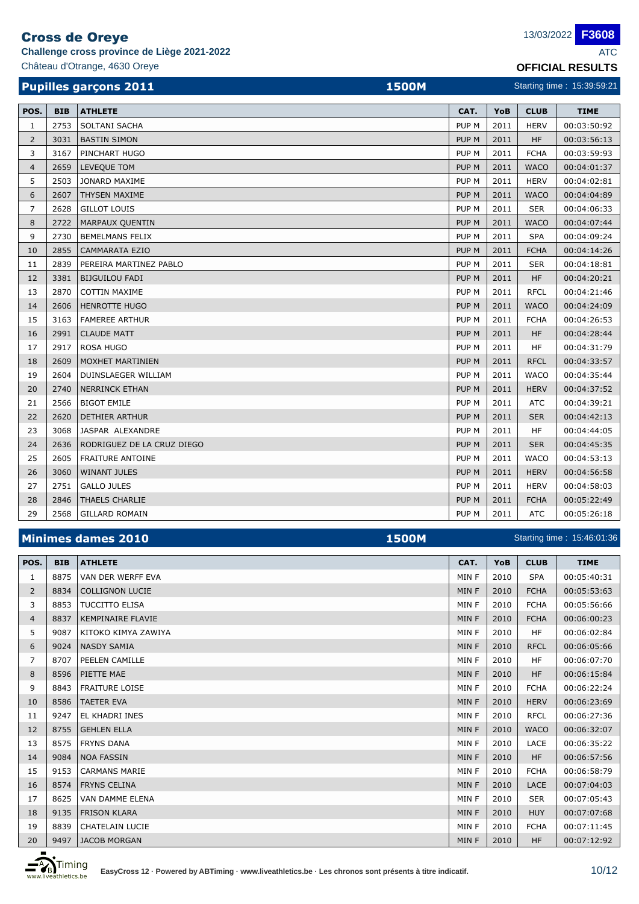# Cross de Oreye

**Challenge cross province de Liège 2021-2022**

Château d'Otrange, 4630 Oreye

13/03/2022 **F3608**

ATC

**OFFICIAL RESULTS**

## Pupilles garçons 2011 — 1500M

Starting time : 15:39:59:21

| POS. | BIB | ATHLETE | CAT. | YoB | CLUB | TIME |
|---|---|---|---|---|---|---|
| 1 | 2753 | SOLTANI SACHA | PUP M | 2011 | HERV | 00:03:50:92 |
| 2 | 3031 | BASTIN SIMON | PUP M | 2011 | HF | 00:03:56:13 |
| 3 | 3167 | PINCHART HUGO | PUP M | 2011 | FCHA | 00:03:59:93 |
| 4 | 2659 | LEVEQUE TOM | PUP M | 2011 | WACO | 00:04:01:37 |
| 5 | 2503 | JONARD MAXIME | PUP M | 2011 | HERV | 00:04:02:81 |
| 6 | 2607 | THYSEN MAXIME | PUP M | 2011 | WACO | 00:04:04:89 |
| 7 | 2628 | GILLOT LOUIS | PUP M | 2011 | SER | 00:04:06:33 |
| 8 | 2722 | MARPAUX QUENTIN | PUP M | 2011 | WACO | 00:04:07:44 |
| 9 | 2730 | BEMELMANS FELIX | PUP M | 2011 | SPA | 00:04:09:24 |
| 10 | 2855 | CAMMARATA EZIO | PUP M | 2011 | FCHA | 00:04:14:26 |
| 11 | 2839 | PEREIRA MARTINEZ PABLO | PUP M | 2011 | SER | 00:04:18:81 |
| 12 | 3381 | BIJGUILOU FADI | PUP M | 2011 | HF | 00:04:20:21 |
| 13 | 2870 | COTTIN MAXIME | PUP M | 2011 | RFCL | 00:04:21:46 |
| 14 | 2606 | HENROTTE HUGO | PUP M | 2011 | WACO | 00:04:24:09 |
| 15 | 3163 | FAMEREE ARTHUR | PUP M | 2011 | FCHA | 00:04:26:53 |
| 16 | 2991 | CLAUDE MATT | PUP M | 2011 | HF | 00:04:28:44 |
| 17 | 2917 | ROSA HUGO | PUP M | 2011 | HF | 00:04:31:79 |
| 18 | 2609 | MOXHET MARTINIEN | PUP M | 2011 | RFCL | 00:04:33:57 |
| 19 | 2604 | DUINSLAEGER WILLIAM | PUP M | 2011 | WACO | 00:04:35:44 |
| 20 | 2740 | NERRINCK ETHAN | PUP M | 2011 | HERV | 00:04:37:52 |
| 21 | 2566 | BIGOT EMILE | PUP M | 2011 | ATC | 00:04:39:21 |
| 22 | 2620 | DETHIER ARTHUR | PUP M | 2011 | SER | 00:04:42:13 |
| 23 | 3068 | JASPAR ALEXANDRE | PUP M | 2011 | HF | 00:04:44:05 |
| 24 | 2636 | RODRIGUEZ DE LA CRUZ DIEGO | PUP M | 2011 | SER | 00:04:45:35 |
| 25 | 2605 | FRAITURE ANTOINE | PUP M | 2011 | WACO | 00:04:53:13 |
| 26 | 3060 | WINANT JULES | PUP M | 2011 | HERV | 00:04:56:58 |
| 27 | 2751 | GALLO JULES | PUP M | 2011 | HERV | 00:04:58:03 |
| 28 | 2846 | THAELS CHARLIE | PUP M | 2011 | FCHA | 00:05:22:49 |
| 29 | 2568 | GILLARD ROMAIN | PUP M | 2011 | ATC | 00:05:26:18 |

## Minimes dames 2010 — 1500M

Starting time : 15:46:01:36

| POS. | BIB | ATHLETE | CAT. | YoB | CLUB | TIME |
|---|---|---|---|---|---|---|
| 1 | 8875 | VAN DER WERFF EVA | MIN F | 2010 | SPA | 00:05:40:31 |
| 2 | 8834 | COLLIGNON LUCIE | MIN F | 2010 | FCHA | 00:05:53:63 |
| 3 | 8853 | TUCCITTO ELISA | MIN F | 2010 | FCHA | 00:05:56:66 |
| 4 | 8837 | KEMPINAIRE FLAVIE | MIN F | 2010 | FCHA | 00:06:00:23 |
| 5 | 9087 | KITOKO KIMYA ZAWIYA | MIN F | 2010 | HF | 00:06:02:84 |
| 6 | 9024 | NASDY SAMIA | MIN F | 2010 | RFCL | 00:06:05:66 |
| 7 | 8707 | PEELEN CAMILLE | MIN F | 2010 | HF | 00:06:07:70 |
| 8 | 8596 | PIETTE MAE | MIN F | 2010 | HF | 00:06:15:84 |
| 9 | 8843 | FRAITURE LOISE | MIN F | 2010 | FCHA | 00:06:22:24 |
| 10 | 8586 | TAETER EVA | MIN F | 2010 | HERV | 00:06:23:69 |
| 11 | 9247 | EL KHADRI INES | MIN F | 2010 | RFCL | 00:06:27:36 |
| 12 | 8755 | GEHLEN ELLA | MIN F | 2010 | WACO | 00:06:32:07 |
| 13 | 8575 | FRYNS DANA | MIN F | 2010 | LACE | 00:06:35:22 |
| 14 | 9084 | NOA FASSIN | MIN F | 2010 | HF | 00:06:57:56 |
| 15 | 9153 | CARMANS MARIE | MIN F | 2010 | FCHA | 00:06:58:79 |
| 16 | 8574 | FRYNS CELINA | MIN F | 2010 | LACE | 00:07:04:03 |
| 17 | 8625 | VAN DAMME ELENA | MIN F | 2010 | SER | 00:07:05:43 |
| 18 | 9135 | FRISON KLARA | MIN F | 2010 | HUY | 00:07:07:68 |
| 19 | 8839 | CHATELAIN LUCIE | MIN F | 2010 | FCHA | 00:07:11:45 |
| 20 | 9497 | JACOB MORGAN | MIN F | 2010 | HF | 00:07:12:92 |

EasyCross 12 · Powered by ABTiming · www.liveathletics.be · Les chronos sont présents à titre indicatif.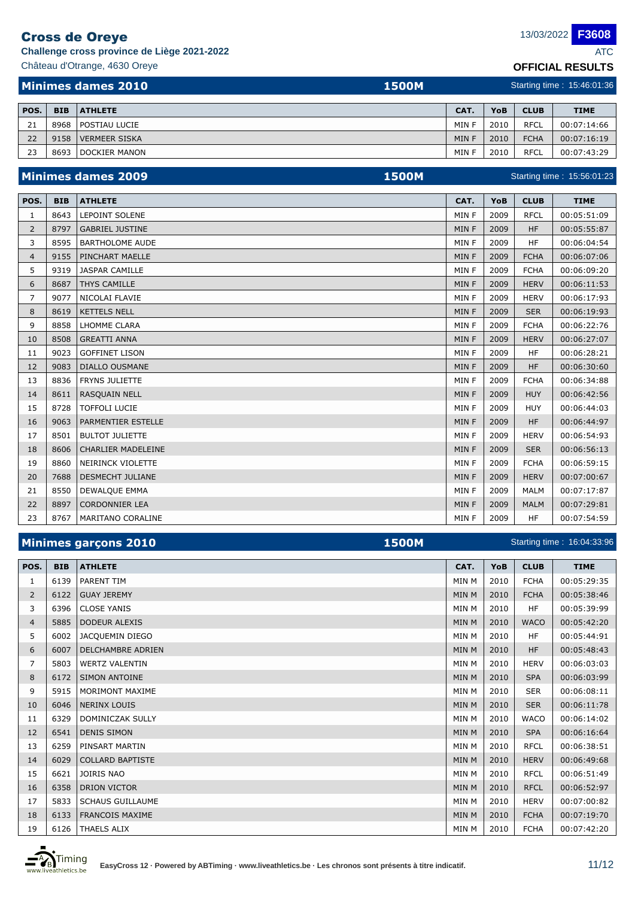# Cross de Oreye

**Challenge cross province de Liège 2021-2022**

Château d'Otrange, 4630 Oreye

13/03/2022 **F3608**

ATC

**OFFICIAL RESULTS**

## Minimes dames 2010 — 1500M

Starting time : 15:46:01:36

| POS. | BIB | ATHLETE | CAT. | YoB | CLUB | TIME |
|---|---|---|---|---|---|---|
| 21 | 8968 | POSTIAU LUCIE | MIN F | 2010 | RFCL | 00:07:14:66 |
| 22 | 9158 | VERMEER SISKA | MIN F | 2010 | FCHA | 00:07:16:19 |
| 23 | 8693 | DOCKIER MANON | MIN F | 2010 | RFCL | 00:07:43:29 |

## Minimes dames 2009 — 1500M

Starting time : 15:56:01:23

| POS. | BIB | ATHLETE | CAT. | YoB | CLUB | TIME |
|---|---|---|---|---|---|---|
| 1 | 8643 | LEPOINT SOLENE | MIN F | 2009 | RFCL | 00:05:51:09 |
| 2 | 8797 | GABRIEL JUSTINE | MIN F | 2009 | HF | 00:05:55:87 |
| 3 | 8595 | BARTHOLOME AUDE | MIN F | 2009 | HF | 00:06:04:54 |
| 4 | 9155 | PINCHART MAELLE | MIN F | 2009 | FCHA | 00:06:07:06 |
| 5 | 9319 | JASPAR CAMILLE | MIN F | 2009 | FCHA | 00:06:09:20 |
| 6 | 8687 | THYS CAMILLE | MIN F | 2009 | HERV | 00:06:11:53 |
| 7 | 9077 | NICOLAI FLAVIE | MIN F | 2009 | HERV | 00:06:17:93 |
| 8 | 8619 | KETTELS NELL | MIN F | 2009 | SER | 00:06:19:93 |
| 9 | 8858 | LHOMME CLARA | MIN F | 2009 | FCHA | 00:06:22:76 |
| 10 | 8508 | GREATTI ANNA | MIN F | 2009 | HERV | 00:06:27:07 |
| 11 | 9023 | GOFFINET LISON | MIN F | 2009 | HF | 00:06:28:21 |
| 12 | 9083 | DIALLO OUSMANE | MIN F | 2009 | HF | 00:06:30:60 |
| 13 | 8836 | FRYNS JULIETTE | MIN F | 2009 | FCHA | 00:06:34:88 |
| 14 | 8611 | RASQUAIN NELL | MIN F | 2009 | HUY | 00:06:42:56 |
| 15 | 8728 | TOFFOLI LUCIE | MIN F | 2009 | HUY | 00:06:44:03 |
| 16 | 9063 | PARMENTIER ESTELLE | MIN F | 2009 | HF | 00:06:44:97 |
| 17 | 8501 | BULTOT JULIETTE | MIN F | 2009 | HERV | 00:06:54:93 |
| 18 | 8606 | CHARLIER MADELEINE | MIN F | 2009 | SER | 00:06:56:13 |
| 19 | 8860 | NEIRINCK VIOLETTE | MIN F | 2009 | FCHA | 00:06:59:15 |
| 20 | 7688 | DESMECHT JULIANE | MIN F | 2009 | HERV | 00:07:00:67 |
| 21 | 8550 | DEWALQUE EMMA | MIN F | 2009 | MALM | 00:07:17:87 |
| 22 | 8897 | CORDONNIER LEA | MIN F | 2009 | MALM | 00:07:29:81 |
| 23 | 8767 | MARITANO CORALINE | MIN F | 2009 | HF | 00:07:54:59 |

## Minimes garçons 2010 — 1500M

Starting time : 16:04:33:96

| POS. | BIB | ATHLETE | CAT. | YoB | CLUB | TIME |
|---|---|---|---|---|---|---|
| 1 | 6139 | PARENT TIM | MIN M | 2010 | FCHA | 00:05:29:35 |
| 2 | 6122 | GUAY JEREMY | MIN M | 2010 | FCHA | 00:05:38:46 |
| 3 | 6396 | CLOSE YANIS | MIN M | 2010 | HF | 00:05:39:99 |
| 4 | 5885 | DODEUR ALEXIS | MIN M | 2010 | WACO | 00:05:42:20 |
| 5 | 6002 | JACQUEMIN DIEGO | MIN M | 2010 | HF | 00:05:44:91 |
| 6 | 6007 | DELCHAMBRE ADRIEN | MIN M | 2010 | HF | 00:05:48:43 |
| 7 | 5803 | WERTZ VALENTIN | MIN M | 2010 | HERV | 00:06:03:03 |
| 8 | 6172 | SIMON ANTOINE | MIN M | 2010 | SPA | 00:06:03:99 |
| 9 | 5915 | MORIMONT MAXIME | MIN M | 2010 | SER | 00:06:08:11 |
| 10 | 6046 | NERINX LOUIS | MIN M | 2010 | SER | 00:06:11:78 |
| 11 | 6329 | DOMINICZAK SULLY | MIN M | 2010 | WACO | 00:06:14:02 |
| 12 | 6541 | DENIS SIMON | MIN M | 2010 | SPA | 00:06:16:64 |
| 13 | 6259 | PINSART MARTIN | MIN M | 2010 | RFCL | 00:06:38:51 |
| 14 | 6029 | COLLARD BAPTISTE | MIN M | 2010 | HERV | 00:06:49:68 |
| 15 | 6621 | JOIRIS NAO | MIN M | 2010 | RFCL | 00:06:51:49 |
| 16 | 6358 | DRION VICTOR | MIN M | 2010 | RFCL | 00:06:52:97 |
| 17 | 5833 | SCHAUS GUILLAUME | MIN M | 2010 | HERV | 00:07:00:82 |
| 18 | 6133 | FRANCOIS MAXIME | MIN M | 2010 | FCHA | 00:07:19:70 |
| 19 | 6126 | THAELS ALIX | MIN M | 2010 | FCHA | 00:07:42:20 |

EasyCross 12 · Powered by ABTiming · www.liveathletics.be · Les chronos sont présents à titre indicatif.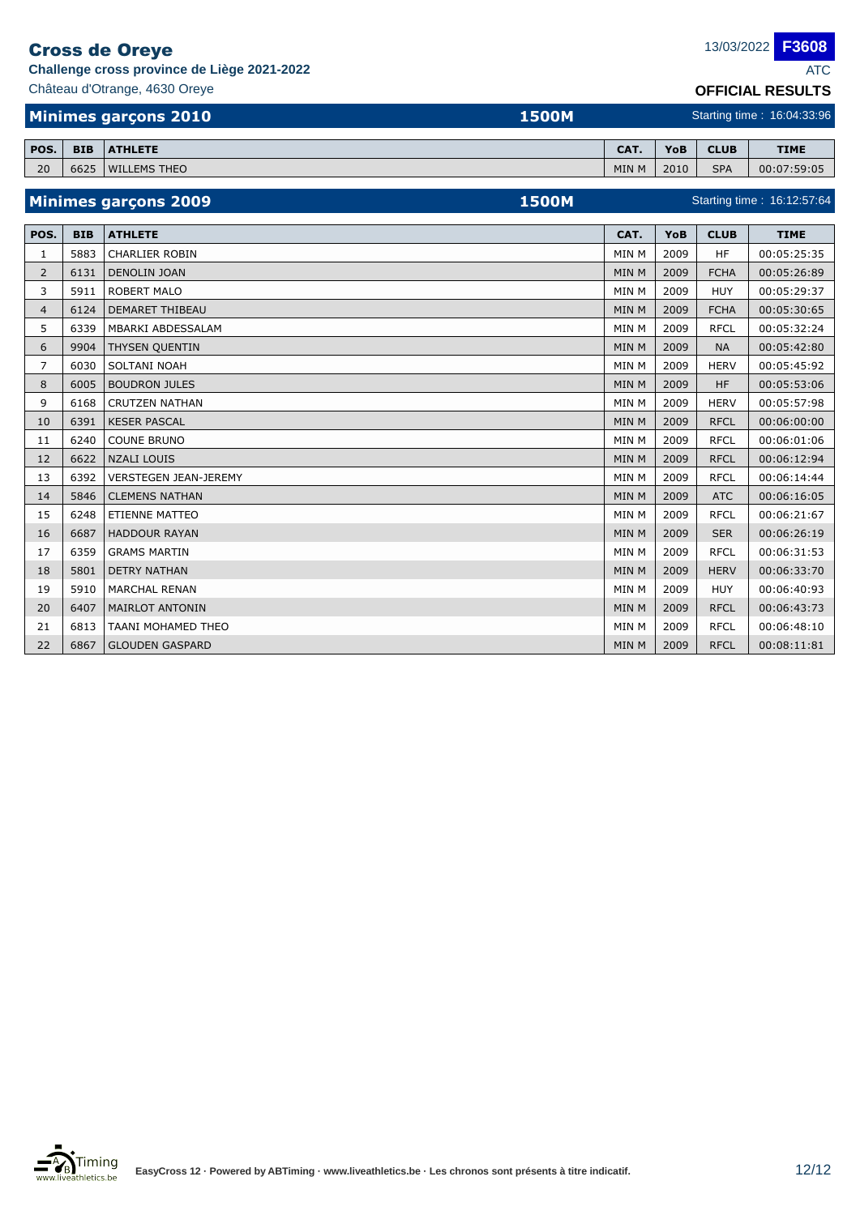# Cross de Oreye

**Challenge cross province de Liège 2021-2022**

Château d'Otrange, 4630 Oreye

13/03/2022 **F3608**

ATC

**OFFICIAL RESULTS**

## Minimes garçons 2010 — 1500M

Starting time : 16:04:33:96

| POS. | BIB | ATHLETE | CAT. | YoB | CLUB | TIME |
|---|---|---|---|---|---|---|
| 20 | 6625 | WILLEMS THEO | MIN M | 2010 | SPA | 00:07:59:05 |

## Minimes garçons 2009 — 1500M

Starting time : 16:12:57:64

| POS. | BIB | ATHLETE | CAT. | YoB | CLUB | TIME |
|---|---|---|---|---|---|---|
| 1 | 5883 | CHARLIER ROBIN | MIN M | 2009 | HF | 00:05:25:35 |
| 2 | 6131 | DENOLIN JOAN | MIN M | 2009 | FCHA | 00:05:26:89 |
| 3 | 5911 | ROBERT MALO | MIN M | 2009 | HUY | 00:05:29:37 |
| 4 | 6124 | DEMARET THIBEAU | MIN M | 2009 | FCHA | 00:05:30:65 |
| 5 | 6339 | MBARKI ABDESSALAM | MIN M | 2009 | RFCL | 00:05:32:24 |
| 6 | 9904 | THYSEN QUENTIN | MIN M | 2009 | NA | 00:05:42:80 |
| 7 | 6030 | SOLTANI NOAH | MIN M | 2009 | HERV | 00:05:45:92 |
| 8 | 6005 | BOUDRON JULES | MIN M | 2009 | HF | 00:05:53:06 |
| 9 | 6168 | CRUTZEN NATHAN | MIN M | 2009 | HERV | 00:05:57:98 |
| 10 | 6391 | KESER PASCAL | MIN M | 2009 | RFCL | 00:06:00:00 |
| 11 | 6240 | COUNE BRUNO | MIN M | 2009 | RFCL | 00:06:01:06 |
| 12 | 6622 | NZALI LOUIS | MIN M | 2009 | RFCL | 00:06:12:94 |
| 13 | 6392 | VERSTEGEN JEAN-JEREMY | MIN M | 2009 | RFCL | 00:06:14:44 |
| 14 | 5846 | CLEMENS NATHAN | MIN M | 2009 | ATC | 00:06:16:05 |
| 15 | 6248 | ETIENNE MATTEO | MIN M | 2009 | RFCL | 00:06:21:67 |
| 16 | 6687 | HADDOUR RAYAN | MIN M | 2009 | SER | 00:06:26:19 |
| 17 | 6359 | GRAMS MARTIN | MIN M | 2009 | RFCL | 00:06:31:53 |
| 18 | 5801 | DETRY NATHAN | MIN M | 2009 | HERV | 00:06:33:70 |
| 19 | 5910 | MARCHAL RENAN | MIN M | 2009 | HUY | 00:06:40:93 |
| 20 | 6407 | MAIRLOT ANTONIN | MIN M | 2009 | RFCL | 00:06:43:73 |
| 21 | 6813 | TAANI MOHAMED THEO | MIN M | 2009 | RFCL | 00:06:48:10 |
| 22 | 6867 | GLOUDEN GASPARD | MIN M | 2009 | RFCL | 00:08:11:81 |

EasyCross 12 · Powered by ABTiming · www.liveathletics.be · Les chronos sont présents à titre indicatif.